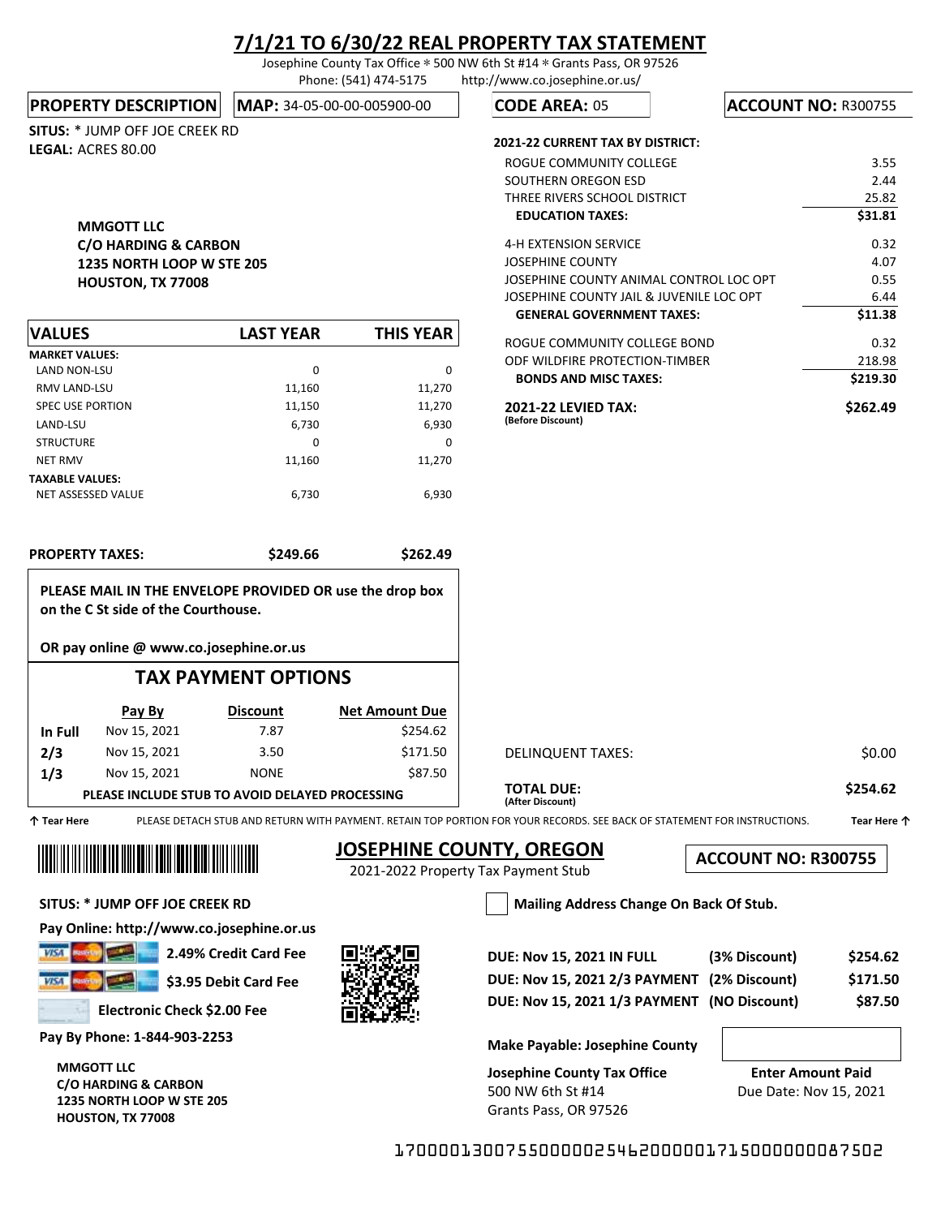# 7/1/21 TO 6/30/22 REAL PROPERTY TAX STATEMENT

Josephine County Tax Office * 500 NW 6th St #14 * Grants Pass, OR 97526
Phone: (541) 474-5175 http://www.co.josephine.or.us/

**PROPERTY DESCRIPTION** | **MAP:** 34-05-00-00-005900-00 | **CODE AREA:** 05 | **ACCOUNT NO:** R300755

**SITUS:** * JUMP OFF JOE CREEK RD
**LEGAL:** ACRES 80.00

**MMGOTT LLC**
**C/O HARDING & CARBON**
**1235 NORTH LOOP W STE 205**
**HOUSTON, TX 77008**

| VALUES | LAST YEAR | THIS YEAR |
|---|---|---|
| **MARKET VALUES:** | | |
| LAND NON-LSU | 0 | 0 |
| RMV LAND-LSU | 11,160 | 11,270 |
| SPEC USE PORTION | 11,150 | 11,270 |
| LAND-LSU | 6,730 | 6,930 |
| STRUCTURE | 0 | 0 |
| NET RMV | 11,160 | 11,270 |
| **TAXABLE VALUES:** | | |
| NET ASSESSED VALUE | 6,730 | 6,930 |
| **PROPERTY TAXES:** | **$249.66** | **$262.49** |

**2021-22 CURRENT TAX BY DISTRICT:**

| District | Amount |
|---|---|
| ROGUE COMMUNITY COLLEGE | 3.55 |
| SOUTHERN OREGON ESD | 2.44 |
| THREE RIVERS SCHOOL DISTRICT | 25.82 |
| **EDUCATION TAXES:** | **$31.81** |
| 4-H EXTENSION SERVICE | 0.32 |
| JOSEPHINE COUNTY | 4.07 |
| JOSEPHINE COUNTY ANIMAL CONTROL LOC OPT | 0.55 |
| JOSEPHINE COUNTY JAIL & JUVENILE LOC OPT | 6.44 |
| **GENERAL GOVERNMENT TAXES:** | **$11.38** |
| ROGUE COMMUNITY COLLEGE BOND | 0.32 |
| ODF WILDFIRE PROTECTION-TIMBER | 218.98 |
| **BONDS AND MISC TAXES:** | **$219.30** |
| **2021-22 LEVIED TAX:** (Before Discount) | **$262.49** |

**PLEASE MAIL IN THE ENVELOPE PROVIDED OR use the drop box on the C St side of the Courthouse.**

**OR pay online @ www.co.josephine.or.us**

## TAX PAYMENT OPTIONS

| | Pay By | Discount | Net Amount Due |
|---|---|---|---|
| **In Full** | Nov 15, 2021 | 7.87 | $254.62 |
| **2/3** | Nov 15, 2021 | 3.50 | $171.50 |
| **1/3** | Nov 15, 2021 | NONE | $87.50 |

**PLEASE INCLUDE STUB TO AVOID DELAYED PROCESSING**

DELINQUENT TAXES: $0.00

**TOTAL DUE:** (After Discount) **$254.62**

↑ Tear Here PLEASE DETACH STUB AND RETURN WITH PAYMENT. RETAIN TOP PORTION FOR YOUR RECORDS. SEE BACK OF STATEMENT FOR INSTRUCTIONS. Tear Here ↑

## JOSEPHINE COUNTY, OREGON

2021-2022 Property Tax Payment Stub

**ACCOUNT NO: R300755**

**SITUS: * JUMP OFF JOE CREEK RD**

**Pay Online: http://www.co.josephine.or.us**

**2.49% Credit Card Fee**

**$3.95 Debit Card Fee**

**Electronic Check $2.00 Fee**

**Pay By Phone: 1-844-903-2253**

**MMGOTT LLC**
**C/O HARDING & CARBON**
**1235 NORTH LOOP W STE 205**
**HOUSTON, TX 77008**

☐ **Mailing Address Change On Back Of Stub.**

| | | |
|---|---|---|
| **DUE: Nov 15, 2021 IN FULL** | **(3% Discount)** | **$254.62** |
| **DUE: Nov 15, 2021 2/3 PAYMENT** | **(2% Discount)** | **$171.50** |
| **DUE: Nov 15, 2021 1/3 PAYMENT** | **(NO Discount)** | **$87.50** |

**Make Payable: Josephine County**

**Josephine County Tax Office**
500 NW 6th St #14
Grants Pass, OR 97526

**Enter Amount Paid**
Due Date: Nov 15, 2021

170000130075500000254620000017150000000087502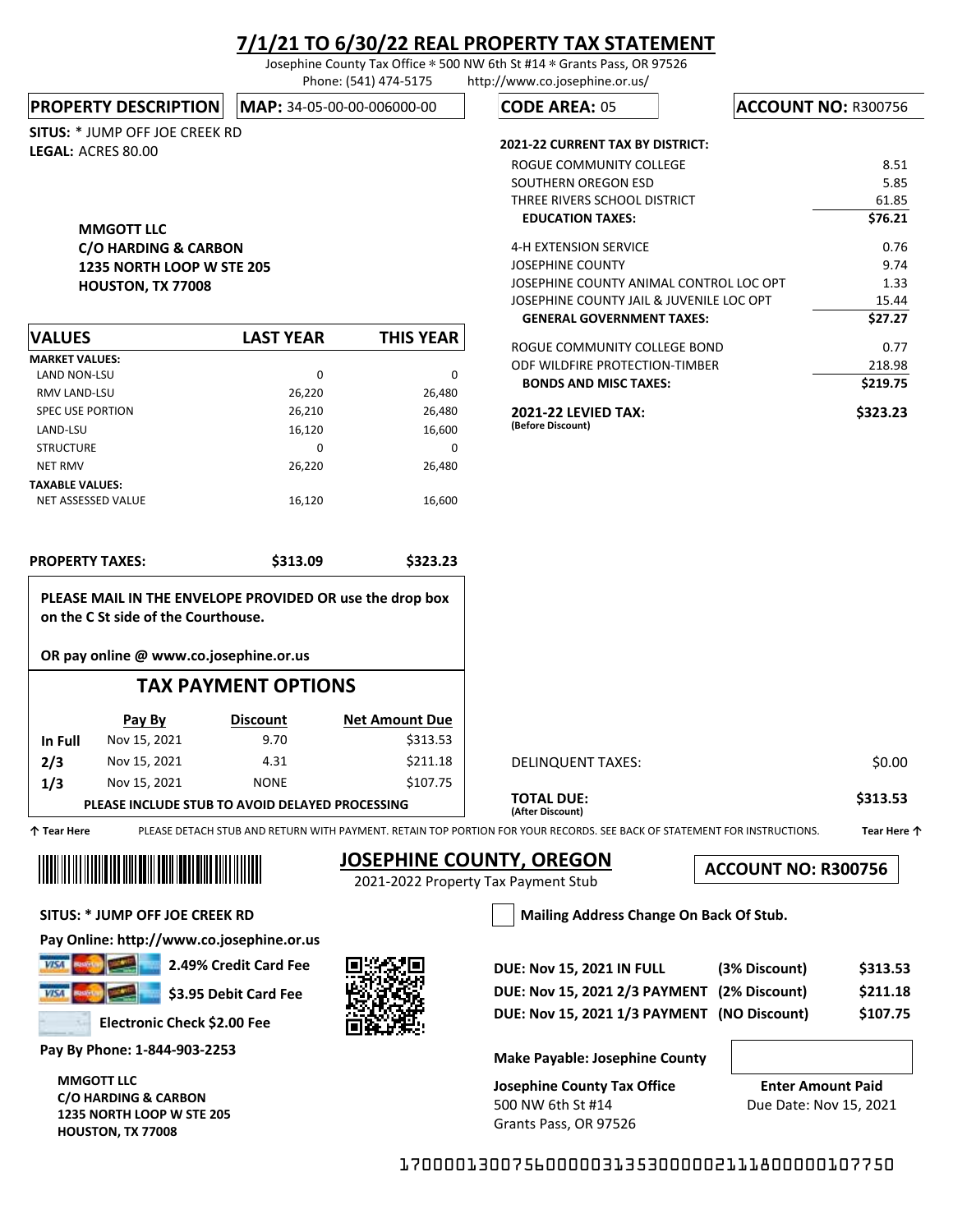# 7/1/21 TO 6/30/22 REAL PROPERTY TAX STATEMENT

Josephine County Tax Office * 500 NW 6th St #14 * Grants Pass, OR 97526
Phone: (541) 474-5175 http://www.co.josephine.or.us/

**PROPERTY DESCRIPTION** **MAP:** 34-05-00-00-006000-00 **CODE AREA:** 05 **ACCOUNT NO:** R300756

**SITUS:** * JUMP OFF JOE CREEK RD
**LEGAL:** ACRES 80.00

**MMGOTT LLC**
**C/O HARDING & CARBON**
**1235 NORTH LOOP W STE 205**
**HOUSTON, TX 77008**

| VALUES | LAST YEAR | THIS YEAR |
|---|---|---|
| **MARKET VALUES:** | | |
| LAND NON-LSU | 0 | 0 |
| RMV LAND-LSU | 26,220 | 26,480 |
| SPEC USE PORTION | 26,210 | 26,480 |
| LAND-LSU | 16,120 | 16,600 |
| STRUCTURE | 0 | 0 |
| NET RMV | 26,220 | 26,480 |
| **TAXABLE VALUES:** | | |
| NET ASSESSED VALUE | 16,120 | 16,600 |
| **PROPERTY TAXES:** | **$313.09** | **$323.23** |

**2021-22 CURRENT TAX BY DISTRICT:**

| District | Amount |
|---|---|
| ROGUE COMMUNITY COLLEGE | 8.51 |
| SOUTHERN OREGON ESD | 5.85 |
| THREE RIVERS SCHOOL DISTRICT | 61.85 |
| **EDUCATION TAXES:** | **$76.21** |
| 4-H EXTENSION SERVICE | 0.76 |
| JOSEPHINE COUNTY | 9.74 |
| JOSEPHINE COUNTY ANIMAL CONTROL LOC OPT | 1.33 |
| JOSEPHINE COUNTY JAIL & JUVENILE LOC OPT | 15.44 |
| **GENERAL GOVERNMENT TAXES:** | **$27.27** |
| ROGUE COMMUNITY COLLEGE BOND | 0.77 |
| ODF WILDFIRE PROTECTION-TIMBER | 218.98 |
| **BONDS AND MISC TAXES:** | **$219.75** |
| **2021-22 LEVIED TAX:** (Before Discount) | **$323.23** |

**PLEASE MAIL IN THE ENVELOPE PROVIDED OR use the drop box on the C St side of the Courthouse.**

**OR pay online @ www.co.josephine.or.us**

## TAX PAYMENT OPTIONS

| | Pay By | Discount | Net Amount Due |
|---|---|---|---|
| **In Full** | Nov 15, 2021 | 9.70 | $313.53 |
| **2/3** | Nov 15, 2021 | 4.31 | $211.18 |
| **1/3** | Nov 15, 2021 | NONE | $107.75 |

**PLEASE INCLUDE STUB TO AVOID DELAYED PROCESSING**

DELINQUENT TAXES: $0.00

**TOTAL DUE:** (After Discount) **$313.53**

↑ Tear Here PLEASE DETACH STUB AND RETURN WITH PAYMENT. RETAIN TOP PORTION FOR YOUR RECORDS. SEE BACK OF STATEMENT FOR INSTRUCTIONS. Tear Here ↑

## JOSEPHINE COUNTY, OREGON

2021-2022 Property Tax Payment Stub

**ACCOUNT NO: R300756**

**SITUS: * JUMP OFF JOE CREEK RD**

**Pay Online: http://www.co.josephine.or.us**

**2.49% Credit Card Fee**

**$3.95 Debit Card Fee**

**Electronic Check $2.00 Fee**

**Pay By Phone: 1-844-903-2253**

**MMGOTT LLC**
**C/O HARDING & CARBON**
**1235 NORTH LOOP W STE 205**
**HOUSTON, TX 77008**

☐ **Mailing Address Change On Back Of Stub.**

| | | |
|---|---|---|
| **DUE: Nov 15, 2021 IN FULL** | **(3% Discount)** | **$313.53** |
| **DUE: Nov 15, 2021 2/3 PAYMENT** | **(2% Discount)** | **$211.18** |
| **DUE: Nov 15, 2021 1/3 PAYMENT** | **(NO Discount)** | **$107.75** |

**Make Payable: Josephine County**

**Josephine County Tax Office**
500 NW 6th St #14
Grants Pass, OR 97526

**Enter Amount Paid**
Due Date: Nov 15, 2021

170000130075600000313530000021118000000107750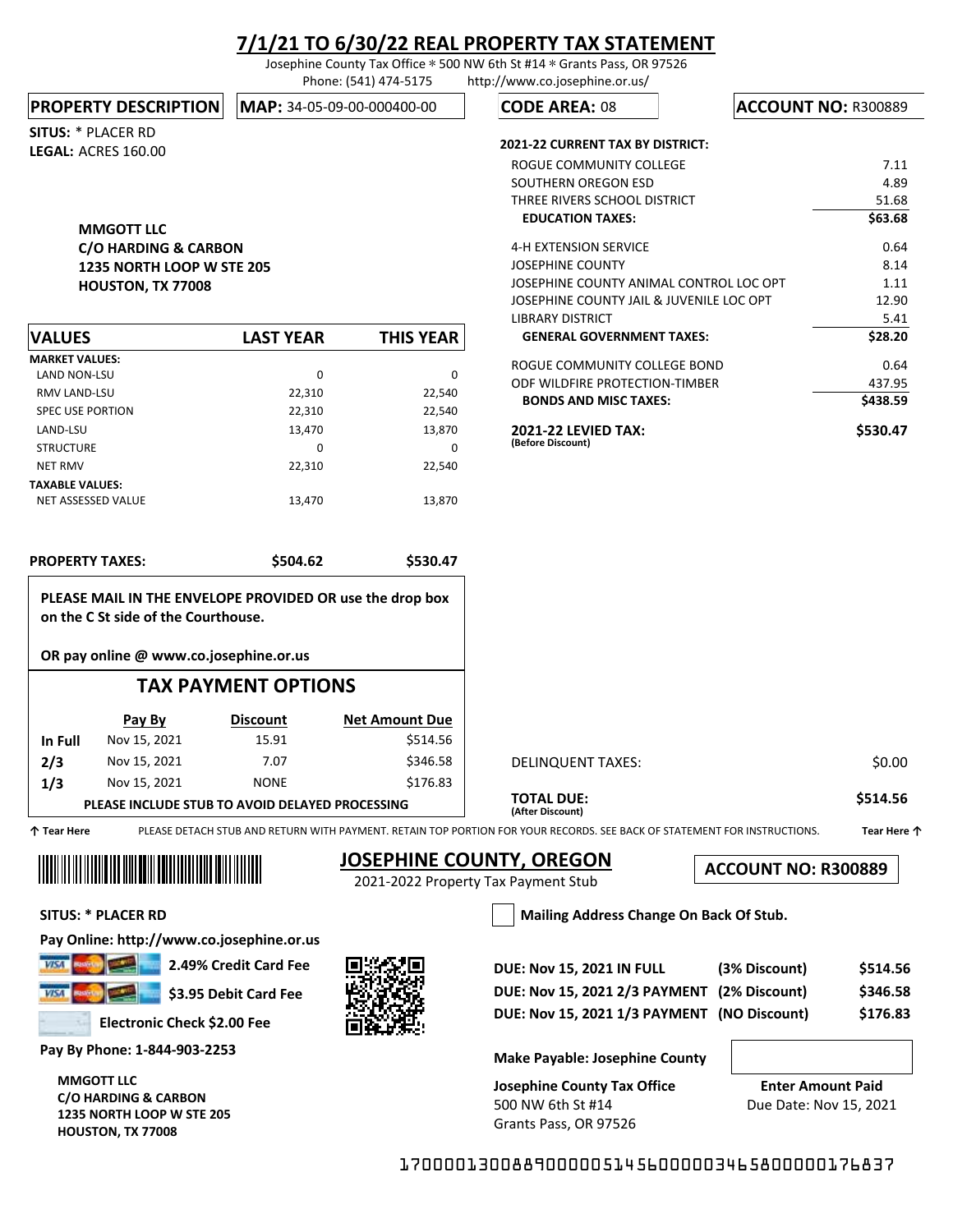# 7/1/21 TO 6/30/22 REAL PROPERTY TAX STATEMENT

Josephine County Tax Office * 500 NW 6th St #14 * Grants Pass, OR 97526
Phone: (541) 474-5175 http://www.co.josephine.or.us/

**PROPERTY DESCRIPTION** | **MAP:** 34-05-09-00-000400-00 | **CODE AREA:** 08 | **ACCOUNT NO:** R300889

**SITUS:** * PLACER RD
**LEGAL:** ACRES 160.00

**MMGOTT LLC**
**C/O HARDING & CARBON**
**1235 NORTH LOOP W STE 205**
**HOUSTON, TX 77008**

| VALUES | LAST YEAR | THIS YEAR |
|---|---|---|
| **MARKET VALUES:** | | |
| LAND NON-LSU | 0 | 0 |
| RMV LAND-LSU | 22,310 | 22,540 |
| SPEC USE PORTION | 22,310 | 22,540 |
| LAND-LSU | 13,470 | 13,870 |
| STRUCTURE | 0 | 0 |
| NET RMV | 22,310 | 22,540 |
| **TAXABLE VALUES:** | | |
| NET ASSESSED VALUE | 13,470 | 13,870 |
| **PROPERTY TAXES:** | **$504.62** | **$530.47** |

**2021-22 CURRENT TAX BY DISTRICT:**

| District | Amount |
|---|---|
| ROGUE COMMUNITY COLLEGE | 7.11 |
| SOUTHERN OREGON ESD | 4.89 |
| THREE RIVERS SCHOOL DISTRICT | 51.68 |
| **EDUCATION TAXES:** | **$63.68** |
| 4-H EXTENSION SERVICE | 0.64 |
| JOSEPHINE COUNTY | 8.14 |
| JOSEPHINE COUNTY ANIMAL CONTROL LOC OPT | 1.11 |
| JOSEPHINE COUNTY JAIL & JUVENILE LOC OPT | 12.90 |
| LIBRARY DISTRICT | 5.41 |
| **GENERAL GOVERNMENT TAXES:** | **$28.20** |
| ROGUE COMMUNITY COLLEGE BOND | 0.64 |
| ODF WILDFIRE PROTECTION-TIMBER | 437.95 |
| **BONDS AND MISC TAXES:** | **$438.59** |
| **2021-22 LEVIED TAX:** (Before Discount) | **$530.47** |

**PLEASE MAIL IN THE ENVELOPE PROVIDED OR use the drop box on the C St side of the Courthouse.**

**OR pay online @ www.co.josephine.or.us**

## TAX PAYMENT OPTIONS

| | Pay By | Discount | Net Amount Due |
|---|---|---|---|
| **In Full** | Nov 15, 2021 | 15.91 | $514.56 |
| **2/3** | Nov 15, 2021 | 7.07 | $346.58 |
| **1/3** | Nov 15, 2021 | NONE | $176.83 |

**PLEASE INCLUDE STUB TO AVOID DELAYED PROCESSING**

DELINQUENT TAXES: $0.00

**TOTAL DUE:** (After Discount) **$514.56**

↑ Tear Here PLEASE DETACH STUB AND RETURN WITH PAYMENT. RETAIN TOP PORTION FOR YOUR RECORDS. SEE BACK OF STATEMENT FOR INSTRUCTIONS. Tear Here ↑

## JOSEPHINE COUNTY, OREGON

2021-2022 Property Tax Payment Stub

**ACCOUNT NO: R300889**

**SITUS: * PLACER RD**

**Pay Online: http://www.co.josephine.or.us**

**2.49% Credit Card Fee**

**$3.95 Debit Card Fee**

**Electronic Check $2.00 Fee**

**Pay By Phone: 1-844-903-2253**

**MMGOTT LLC**
**C/O HARDING & CARBON**
**1235 NORTH LOOP W STE 205**
**HOUSTON, TX 77008**

☐ **Mailing Address Change On Back Of Stub.**

| | | |
|---|---|---|
| **DUE: Nov 15, 2021 IN FULL** | **(3% Discount)** | **$514.56** |
| **DUE: Nov 15, 2021 2/3 PAYMENT** | **(2% Discount)** | **$346.58** |
| **DUE: Nov 15, 2021 1/3 PAYMENT** | **(NO Discount)** | **$176.83** |

**Make Payable: Josephine County**

**Josephine County Tax Office**
500 NW 6th St #14
Grants Pass, OR 97526

**Enter Amount Paid**
Due Date: Nov 15, 2021

17000013008890000051456000003465800000176837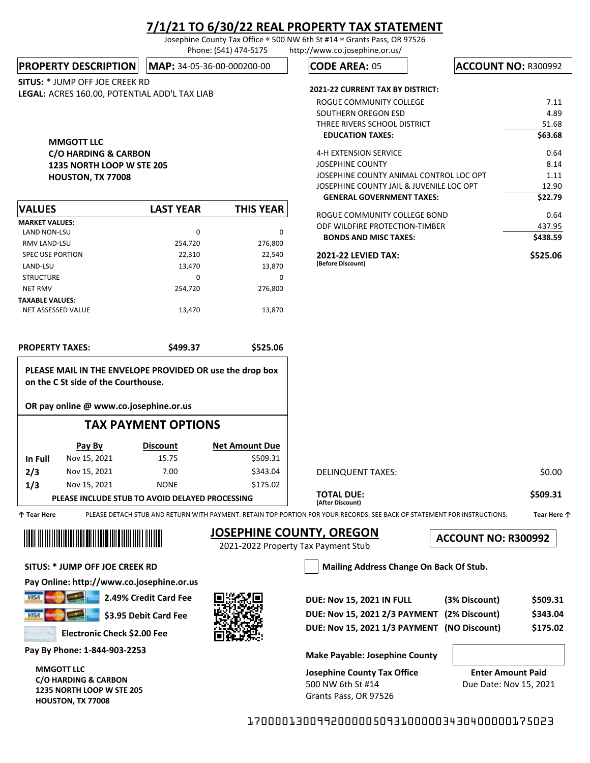# 7/1/21 TO 6/30/22 REAL PROPERTY TAX STATEMENT

Josephine County Tax Office * 500 NW 6th St #14 * Grants Pass, OR 97526
Phone: (541) 474-5175 http://www.co.josephine.or.us/

**PROPERTY DESCRIPTION** **MAP:** 34-05-36-00-000200-00 **CODE AREA:** 05 **ACCOUNT NO:** R300992

**SITUS:** * JUMP OFF JOE CREEK RD
**LEGAL:** ACRES 160.00, POTENTIAL ADD'L TAX LIAB

**MMGOTT LLC**
**C/O HARDING & CARBON**
**1235 NORTH LOOP W STE 205**
**HOUSTON, TX 77008**

| VALUES | LAST YEAR | THIS YEAR |
|---|---|---|
| **MARKET VALUES:** | | |
| LAND NON-LSU | 0 | 0 |
| RMV LAND-LSU | 254,720 | 276,800 |
| SPEC USE PORTION | 22,310 | 22,540 |
| LAND-LSU | 13,470 | 13,870 |
| STRUCTURE | 0 | 0 |
| NET RMV | 254,720 | 276,800 |
| **TAXABLE VALUES:** | | |
| NET ASSESSED VALUE | 13,470 | 13,870 |
| **PROPERTY TAXES:** | **$499.37** | **$525.06** |

| **2021-22 CURRENT TAX BY DISTRICT:** | |
|---|---|
| ROGUE COMMUNITY COLLEGE | 7.11 |
| SOUTHERN OREGON ESD | 4.89 |
| THREE RIVERS SCHOOL DISTRICT | 51.68 |
| **EDUCATION TAXES:** | **$63.68** |
| 4-H EXTENSION SERVICE | 0.64 |
| JOSEPHINE COUNTY | 8.14 |
| JOSEPHINE COUNTY ANIMAL CONTROL LOC OPT | 1.11 |
| JOSEPHINE COUNTY JAIL & JUVENILE LOC OPT | 12.90 |
| **GENERAL GOVERNMENT TAXES:** | **$22.79** |
| ROGUE COMMUNITY COLLEGE BOND | 0.64 |
| ODF WILDFIRE PROTECTION-TIMBER | 437.95 |
| **BONDS AND MISC TAXES:** | **$438.59** |
| **2021-22 LEVIED TAX:** (Before Discount) | **$525.06** |

**PLEASE MAIL IN THE ENVELOPE PROVIDED OR use the drop box on the C St side of the Courthouse.**

**OR pay online @ www.co.josephine.or.us**

## TAX PAYMENT OPTIONS

| | Pay By | Discount | Net Amount Due |
|---|---|---|---|
| **In Full** | Nov 15, 2021 | 15.75 | $509.31 |
| **2/3** | Nov 15, 2021 | 7.00 | $343.04 |
| **1/3** | Nov 15, 2021 | NONE | $175.02 |

**PLEASE INCLUDE STUB TO AVOID DELAYED PROCESSING**

DELINQUENT TAXES: $0.00

**TOTAL DUE:** (After Discount) **$509.31**

↑ Tear Here PLEASE DETACH STUB AND RETURN WITH PAYMENT. RETAIN TOP PORTION FOR YOUR RECORDS. SEE BACK OF STATEMENT FOR INSTRUCTIONS. Tear Here ↑

## JOSEPHINE COUNTY, OREGON

2021-2022 Property Tax Payment Stub

**ACCOUNT NO: R300992**

**SITUS: * JUMP OFF JOE CREEK RD**

**Pay Online: http://www.co.josephine.or.us**

**2.49% Credit Card Fee**

**$3.95 Debit Card Fee**

**Electronic Check $2.00 Fee**

**Pay By Phone: 1-844-903-2253**

**MMGOTT LLC**
**C/O HARDING & CARBON**
**1235 NORTH LOOP W STE 205**
**HOUSTON, TX 77008**

☐ **Mailing Address Change On Back Of Stub.**

| | | |
|---|---|---|
| **DUE: Nov 15, 2021 IN FULL** | **(3% Discount)** | **$509.31** |
| **DUE: Nov 15, 2021 2/3 PAYMENT** | **(2% Discount)** | **$343.04** |
| **DUE: Nov 15, 2021 1/3 PAYMENT** | **(NO Discount)** | **$175.02** |

**Make Payable: Josephine County**

**Josephine County Tax Office**
500 NW 6th St #14
Grants Pass, OR 97526

**Enter Amount Paid**
Due Date: Nov 15, 2021

1700001300992000005093100000343040000175023